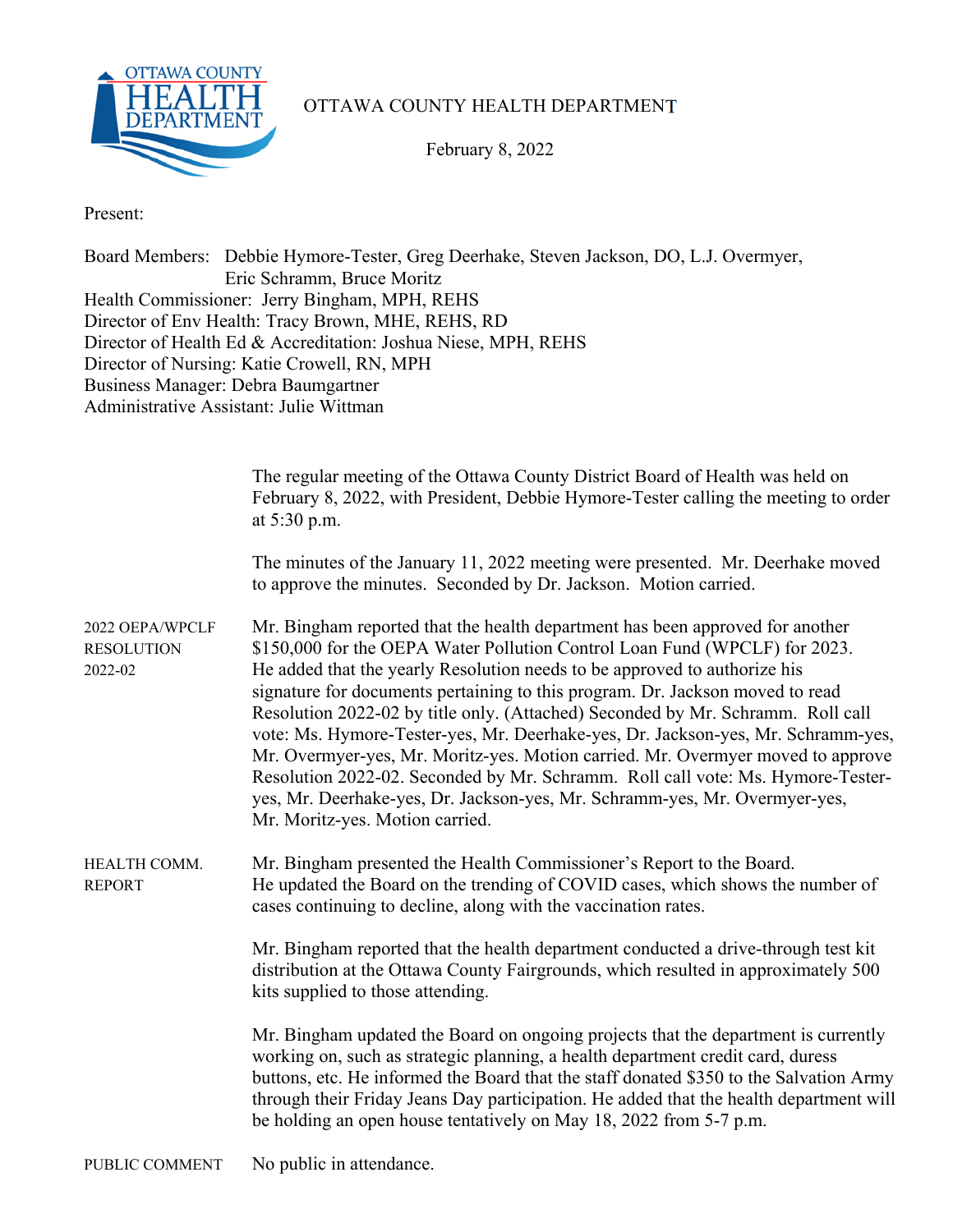# OTTAWA COUNTY HEALTH DEPARTMENT

February 8, 2022

Present:

Board Members: Debbie Hymore-Tester, Greg Deerhake, Steven Jackson, DO, L.J. Overmyer, Eric Schramm, Bruce Moritz
Health Commissioner: Jerry Bingham, MPH, REHS
Director of Env Health: Tracy Brown, MHE, REHS, RD
Director of Health Ed & Accreditation: Joshua Niese, MPH, REHS
Director of Nursing: Katie Crowell, RN, MPH
Business Manager: Debra Baumgartner
Administrative Assistant: Julie Wittman

The regular meeting of the Ottawa County District Board of Health was held on February 8, 2022, with President, Debbie Hymore-Tester calling the meeting to order at 5:30 p.m.

The minutes of the January 11, 2022 meeting were presented. Mr. Deerhake moved to approve the minutes. Seconded by Dr. Jackson. Motion carried.

**2022 OEPA/WPCLF RESOLUTION 2022-02**

Mr. Bingham reported that the health department has been approved for another $150,000 for the OEPA Water Pollution Control Loan Fund (WPCLF) for 2023. He added that the yearly Resolution needs to be approved to authorize his signature for documents pertaining to this program. Dr. Jackson moved to read Resolution 2022-02 by title only. (Attached) Seconded by Mr. Schramm. Roll call vote: Ms. Hymore-Tester-yes, Mr. Deerhake-yes, Dr. Jackson-yes, Mr. Schramm-yes, Mr. Overmyer-yes, Mr. Moritz-yes. Motion carried. Mr. Overmyer moved to approve Resolution 2022-02. Seconded by Mr. Schramm. Roll call vote: Ms. Hymore-Tester-yes, Mr. Deerhake-yes, Dr. Jackson-yes, Mr. Schramm-yes, Mr. Overmyer-yes, Mr. Moritz-yes. Motion carried.

**HEALTH COMM. REPORT**

Mr. Bingham presented the Health Commissioner's Report to the Board. He updated the Board on the trending of COVID cases, which shows the number of cases continuing to decline, along with the vaccination rates.

Mr. Bingham reported that the health department conducted a drive-through test kit distribution at the Ottawa County Fairgrounds, which resulted in approximately 500 kits supplied to those attending.

Mr. Bingham updated the Board on ongoing projects that the department is currently working on, such as strategic planning, a health department credit card, duress buttons, etc. He informed the Board that the staff donated $350 to the Salvation Army through their Friday Jeans Day participation. He added that the health department will be holding an open house tentatively on May 18, 2022 from 5-7 p.m.

**PUBLIC COMMENT**

No public in attendance.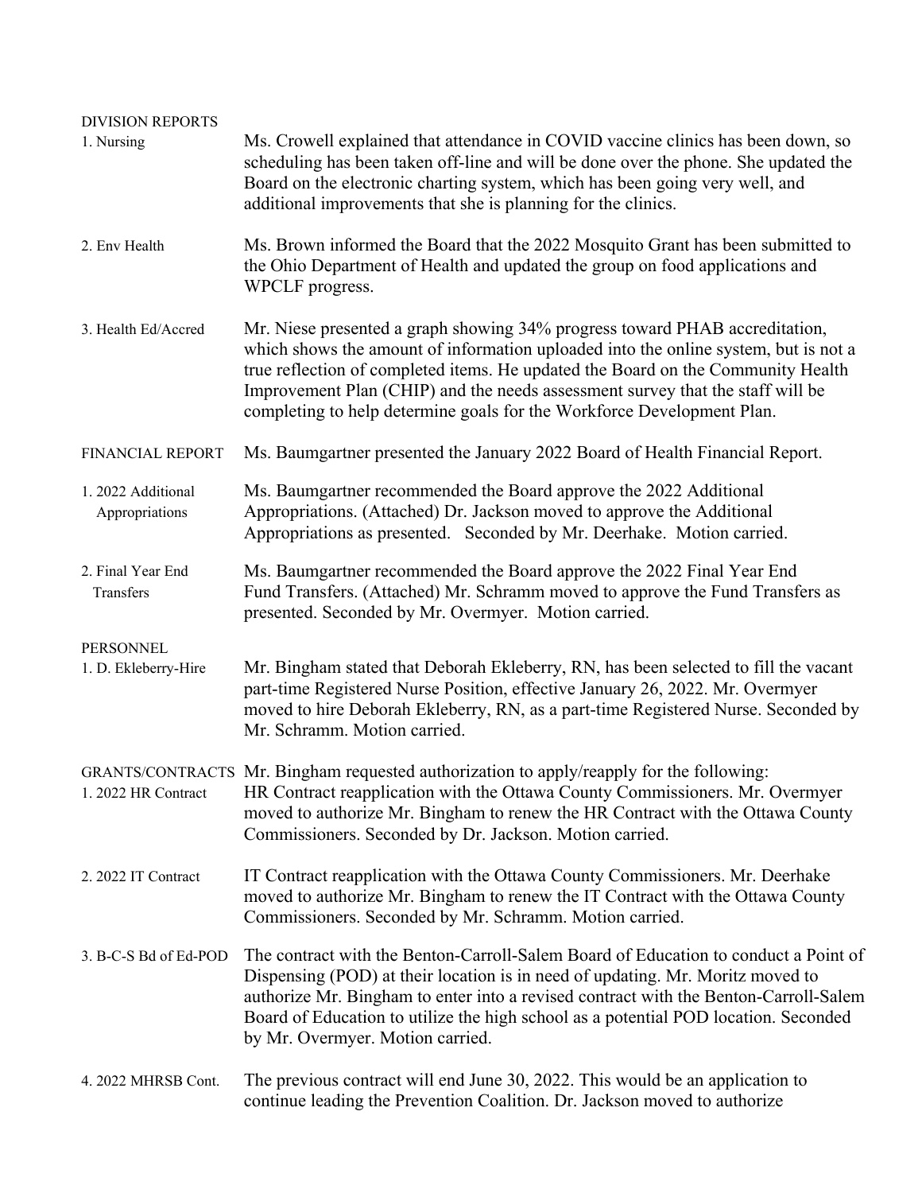DIVISION REPORTS

1. Nursing — Ms. Crowell explained that attendance in COVID vaccine clinics has been down, so scheduling has been taken off-line and will be done over the phone. She updated the Board on the electronic charting system, which has been going very well, and additional improvements that she is planning for the clinics.

2. Env Health — Ms. Brown informed the Board that the 2022 Mosquito Grant has been submitted to the Ohio Department of Health and updated the group on food applications and WPCLF progress.

3. Health Ed/Accred — Mr. Niese presented a graph showing 34% progress toward PHAB accreditation, which shows the amount of information uploaded into the online system, but is not a true reflection of completed items. He updated the Board on the Community Health Improvement Plan (CHIP) and the needs assessment survey that the staff will be completing to help determine goals for the Workforce Development Plan.

FINANCIAL REPORT — Ms. Baumgartner presented the January 2022 Board of Health Financial Report.

1. 2022 Additional Appropriations — Ms. Baumgartner recommended the Board approve the 2022 Additional Appropriations. (Attached) Dr. Jackson moved to approve the Additional Appropriations as presented. Seconded by Mr. Deerhake. Motion carried.

2. Final Year End Transfers — Ms. Baumgartner recommended the Board approve the 2022 Final Year End Fund Transfers. (Attached) Mr. Schramm moved to approve the Fund Transfers as presented. Seconded by Mr. Overmyer. Motion carried.

PERSONNEL

1. D. Ekleberry-Hire — Mr. Bingham stated that Deborah Ekleberry, RN, has been selected to fill the vacant part-time Registered Nurse Position, effective January 26, 2022. Mr. Overmyer moved to hire Deborah Ekleberry, RN, as a part-time Registered Nurse. Seconded by Mr. Schramm. Motion carried.

GRANTS/CONTRACTS — Mr. Bingham requested authorization to apply/reapply for the following:

1. 2022 HR Contract — HR Contract reapplication with the Ottawa County Commissioners. Mr. Overmyer moved to authorize Mr. Bingham to renew the HR Contract with the Ottawa County Commissioners. Seconded by Dr. Jackson. Motion carried.

2. 2022 IT Contract — IT Contract reapplication with the Ottawa County Commissioners. Mr. Deerhake moved to authorize Mr. Bingham to renew the IT Contract with the Ottawa County Commissioners. Seconded by Mr. Schramm. Motion carried.

3. B-C-S Bd of Ed-POD — The contract with the Benton-Carroll-Salem Board of Education to conduct a Point of Dispensing (POD) at their location is in need of updating. Mr. Moritz moved to authorize Mr. Bingham to enter into a revised contract with the Benton-Carroll-Salem Board of Education to utilize the high school as a potential POD location. Seconded by Mr. Overmyer. Motion carried.

4. 2022 MHRSB Cont. — The previous contract will end June 30, 2022. This would be an application to continue leading the Prevention Coalition. Dr. Jackson moved to authorize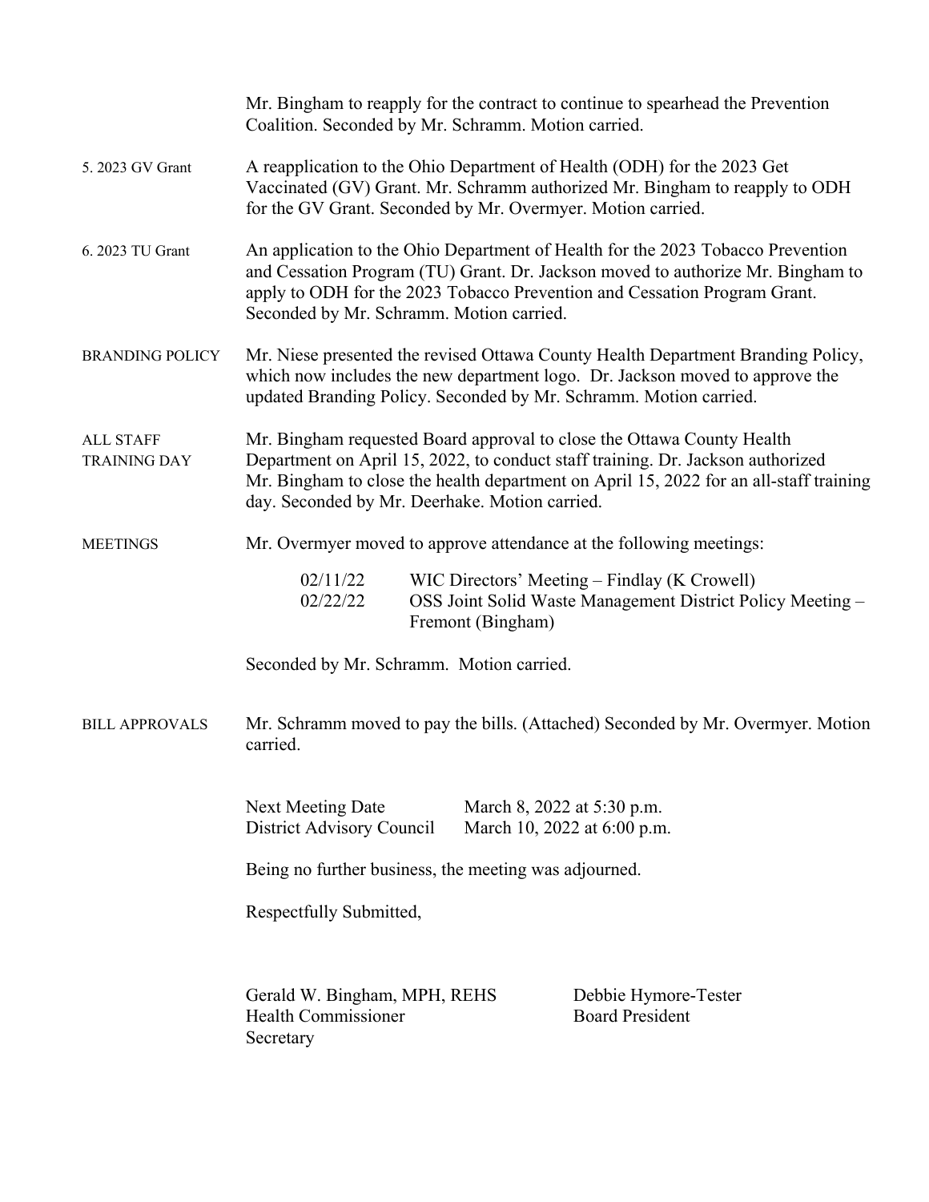Mr. Bingham to reapply for the contract to continue to spearhead the Prevention Coalition. Seconded by Mr. Schramm. Motion carried.

5. 2023 GV Grant

A reapplication to the Ohio Department of Health (ODH) for the 2023 Get Vaccinated (GV) Grant. Mr. Schramm authorized Mr. Bingham to reapply to ODH for the GV Grant. Seconded by Mr. Overmyer. Motion carried.

6. 2023 TU Grant

An application to the Ohio Department of Health for the 2023 Tobacco Prevention and Cessation Program (TU) Grant. Dr. Jackson moved to authorize Mr. Bingham to apply to ODH for the 2023 Tobacco Prevention and Cessation Program Grant. Seconded by Mr. Schramm. Motion carried.

BRANDING POLICY

Mr. Niese presented the revised Ottawa County Health Department Branding Policy, which now includes the new department logo. Dr. Jackson moved to approve the updated Branding Policy. Seconded by Mr. Schramm. Motion carried.

ALL STAFF TRAINING DAY

Mr. Bingham requested Board approval to close the Ottawa County Health Department on April 15, 2022, to conduct staff training. Dr. Jackson authorized Mr. Bingham to close the health department on April 15, 2022 for an all-staff training day. Seconded by Mr. Deerhake. Motion carried.

MEETINGS

Mr. Overmyer moved to approve attendance at the following meetings:

| | |
|---|---|
| 02/11/22 | WIC Directors' Meeting – Findlay (K Crowell) |
| 02/22/22 | OSS Joint Solid Waste Management District Policy Meeting – Fremont (Bingham) |

Seconded by Mr. Schramm. Motion carried.

BILL APPROVALS

Mr. Schramm moved to pay the bills. (Attached) Seconded by Mr. Overmyer. Motion carried.

| | |
|---|---|
| Next Meeting Date | March 8, 2022 at 5:30 p.m. |
| District Advisory Council | March 10, 2022 at 6:00 p.m. |

Being no further business, the meeting was adjourned.

Respectfully Submitted,

Gerald W. Bingham, MPH, REHS
Health Commissioner
Secretary

Debbie Hymore-Tester
Board President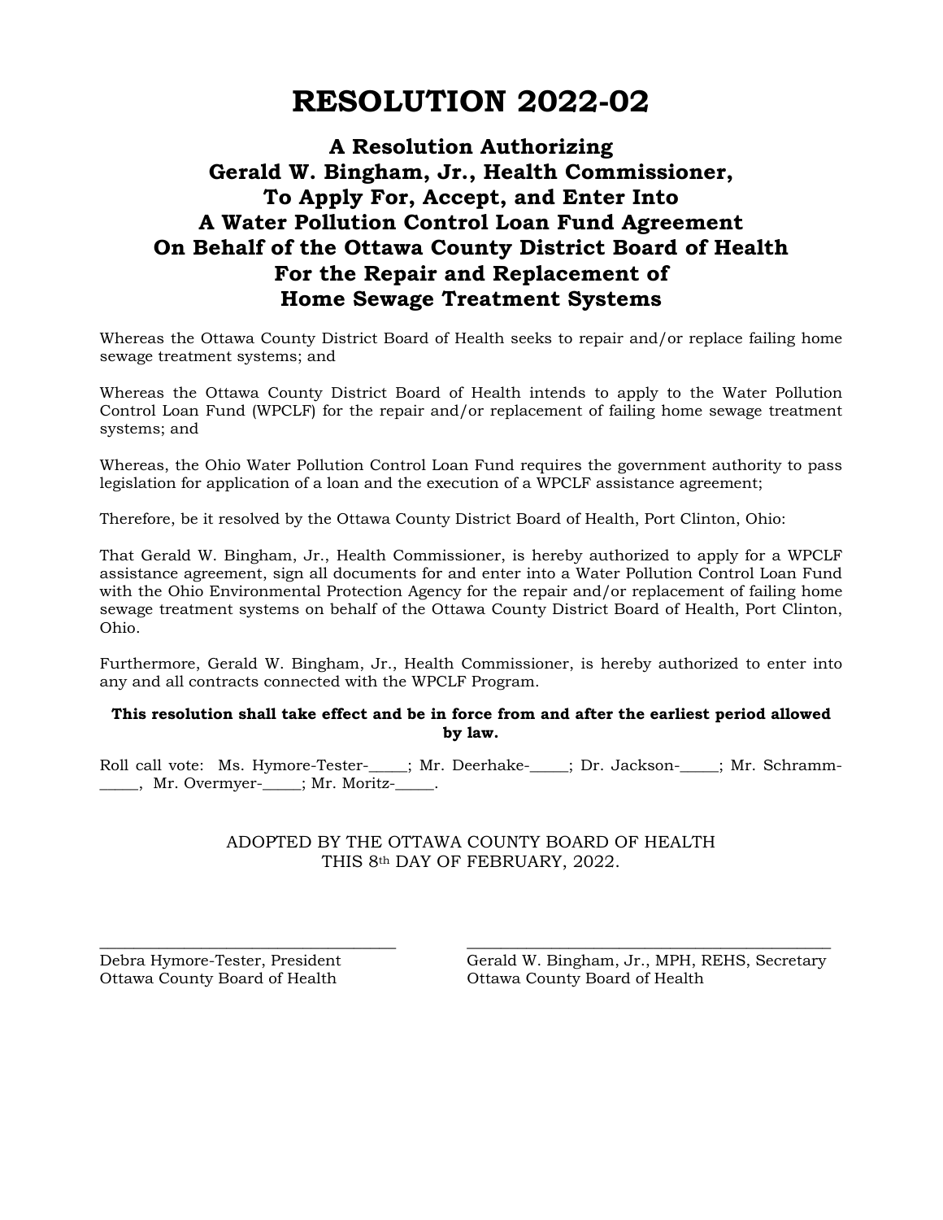# RESOLUTION 2022-02

## A Resolution Authorizing Gerald W. Bingham, Jr., Health Commissioner, To Apply For, Accept, and Enter Into A Water Pollution Control Loan Fund Agreement On Behalf of the Ottawa County District Board of Health For the Repair and Replacement of Home Sewage Treatment Systems

Whereas the Ottawa County District Board of Health seeks to repair and/or replace failing home sewage treatment systems; and

Whereas the Ottawa County District Board of Health intends to apply to the Water Pollution Control Loan Fund (WPCLF) for the repair and/or replacement of failing home sewage treatment systems; and

Whereas, the Ohio Water Pollution Control Loan Fund requires the government authority to pass legislation for application of a loan and the execution of a WPCLF assistance agreement;

Therefore, be it resolved by the Ottawa County District Board of Health, Port Clinton, Ohio:

That Gerald W. Bingham, Jr., Health Commissioner, is hereby authorized to apply for a WPCLF assistance agreement, sign all documents for and enter into a Water Pollution Control Loan Fund with the Ohio Environmental Protection Agency for the repair and/or replacement of failing home sewage treatment systems on behalf of the Ottawa County District Board of Health, Port Clinton, Ohio.

Furthermore, Gerald W. Bingham, Jr., Health Commissioner, is hereby authorized to enter into any and all contracts connected with the WPCLF Program.

**This resolution shall take effect and be in force from and after the earliest period allowed by law.**

Roll call vote: Ms. Hymore-Tester-_____; Mr. Deerhake-_____; Dr. Jackson-_____; Mr. Schramm-_____, Mr. Overmyer-_____; Mr. Moritz-_____.

ADOPTED BY THE OTTAWA COUNTY BOARD OF HEALTH
THIS 8th DAY OF FEBRUARY, 2022.

_________________________________
Debra Hymore-Tester, President
Ottawa County Board of Health

_________________________________
Gerald W. Bingham, Jr., MPH, REHS, Secretary
Ottawa County Board of Health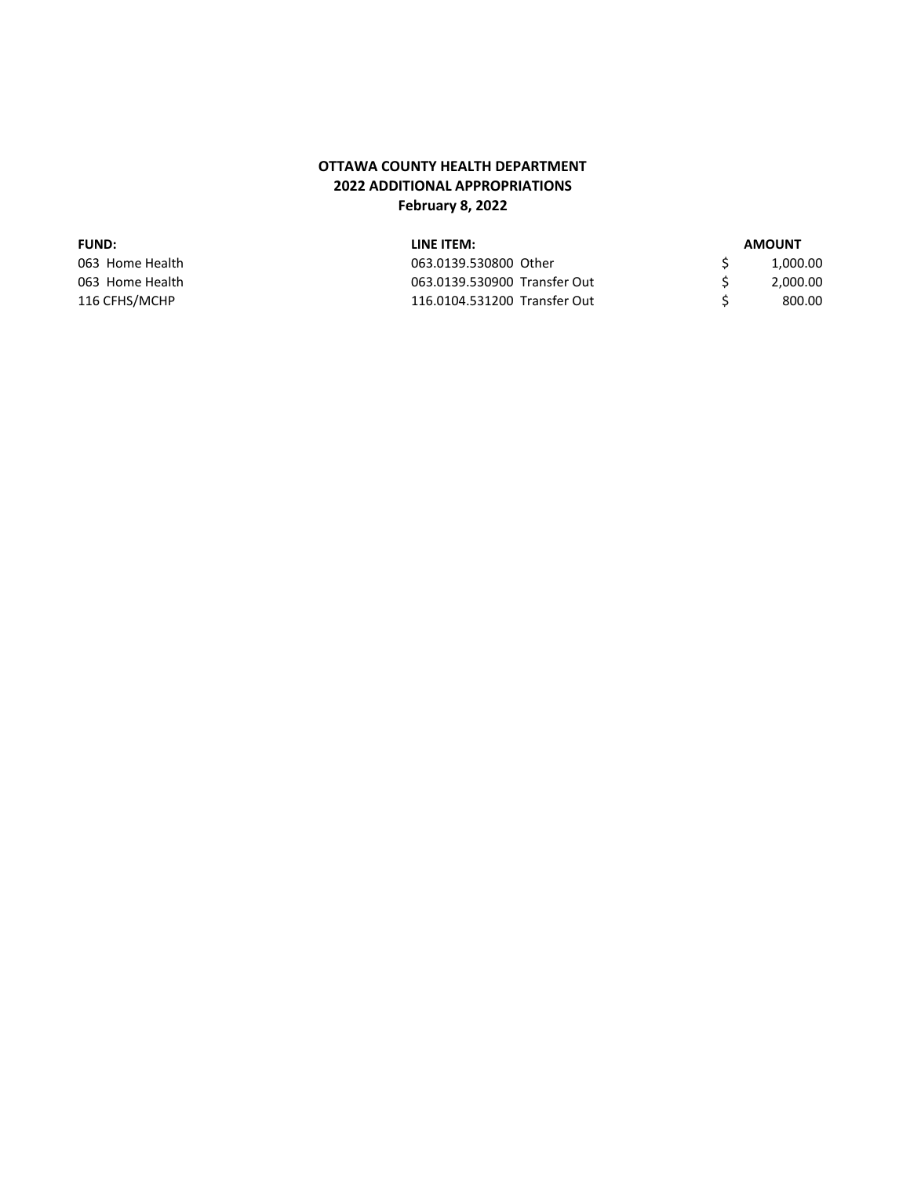**OTTAWA COUNTY HEALTH DEPARTMENT**
**2022 ADDITIONAL APPROPRIATIONS**
**February 8, 2022**

| FUND: | LINE ITEM: | AMOUNT |
|---|---|---|
| 063 Home Health | 063.0139.530800 Other | $ 1,000.00 |
| 063 Home Health | 063.0139.530900 Transfer Out | $ 2,000.00 |
| 116 CFHS/MCHP | 116.0104.531200 Transfer Out | $ 800.00 |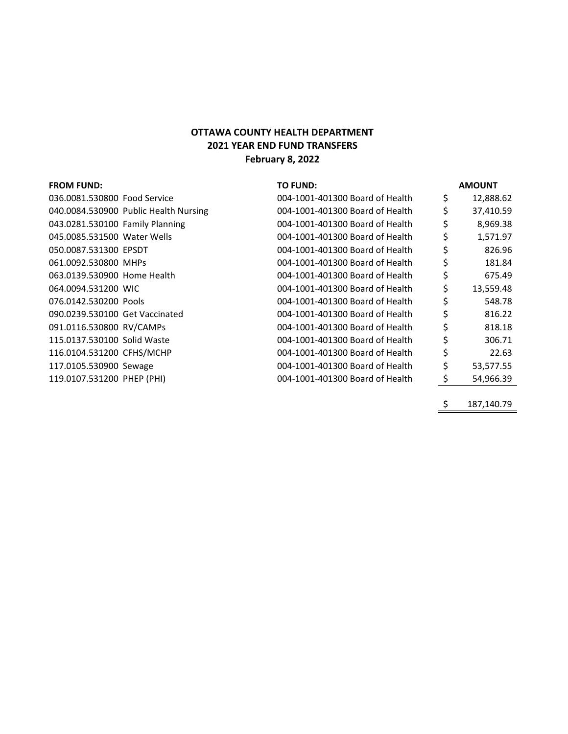**OTTAWA COUNTY HEALTH DEPARTMENT**
**2021 YEAR END FUND TRANSFERS**
**February 8, 2022**

| FROM FUND: | TO FUND: | AMOUNT |
|---|---|---|
| 036.0081.530800 Food Service | 004-1001-401300 Board of Health | $ 12,888.62 |
| 040.0084.530900 Public Health Nursing | 004-1001-401300 Board of Health | $ 37,410.59 |
| 043.0281.530100 Family Planning | 004-1001-401300 Board of Health | $ 8,969.38 |
| 045.0085.531500 Water Wells | 004-1001-401300 Board of Health | $ 1,571.97 |
| 050.0087.531300 EPSDT | 004-1001-401300 Board of Health | $ 826.96 |
| 061.0092.530800 MHPs | 004-1001-401300 Board of Health | $ 181.84 |
| 063.0139.530900 Home Health | 004-1001-401300 Board of Health | $ 675.49 |
| 064.0094.531200 WIC | 004-1001-401300 Board of Health | $ 13,559.48 |
| 076.0142.530200 Pools | 004-1001-401300 Board of Health | $ 548.78 |
| 090.0239.530100 Get Vaccinated | 004-1001-401300 Board of Health | $ 816.22 |
| 091.0116.530800 RV/CAMPs | 004-1001-401300 Board of Health | $ 818.18 |
| 115.0137.530100 Solid Waste | 004-1001-401300 Board of Health | $ 306.71 |
| 116.0104.531200 CFHS/MCHP | 004-1001-401300 Board of Health | $ 22.63 |
| 117.0105.530900 Sewage | 004-1001-401300 Board of Health | $ 53,577.55 |
| 119.0107.531200 PHEP (PHI) | 004-1001-401300 Board of Health | $ 54,966.39 |
| | | $ 187,140.79 |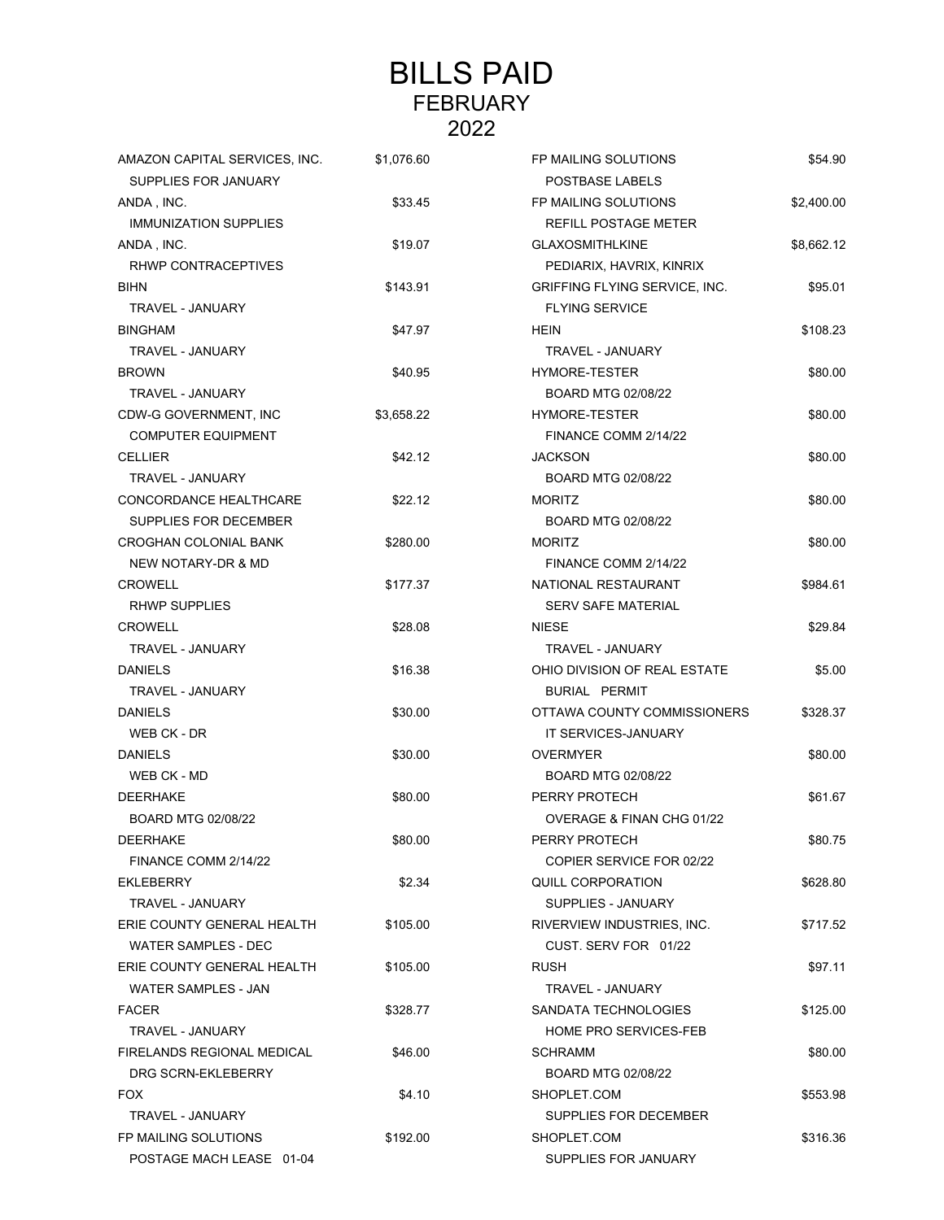# BILLS PAID
## FEBRUARY
## 2022

| Vendor / Description | Amount |
|---|---|
| AMAZON CAPITAL SERVICES, INC.<br>SUPPLIES FOR JANUARY | $1,076.60 |
| ANDA , INC.<br>IMMUNIZATION SUPPLIES | $33.45 |
| ANDA , INC.<br>RHWP CONTRACEPTIVES | $19.07 |
| BIHN<br>TRAVEL - JANUARY | $143.91 |
| BINGHAM<br>TRAVEL - JANUARY | $47.97 |
| BROWN<br>TRAVEL - JANUARY | $40.95 |
| CDW-G GOVERNMENT, INC<br>COMPUTER EQUIPMENT | $3,658.22 |
| CELLIER<br>TRAVEL - JANUARY | $42.12 |
| CONCORDANCE HEALTHCARE<br>SUPPLIES FOR DECEMBER | $22.12 |
| CROGHAN COLONIAL BANK<br>NEW NOTARY-DR & MD | $280.00 |
| CROWELL<br>RHWP SUPPLIES | $177.37 |
| CROWELL<br>TRAVEL - JANUARY | $28.08 |
| DANIELS<br>TRAVEL - JANUARY | $16.38 |
| DANIELS<br>WEB CK - DR | $30.00 |
| DANIELS<br>WEB CK - MD | $30.00 |
| DEERHAKE<br>BOARD MTG 02/08/22 | $80.00 |
| DEERHAKE<br>FINANCE COMM 2/14/22 | $80.00 |
| EKLEBERRY<br>TRAVEL - JANUARY | $2.34 |
| ERIE COUNTY GENERAL HEALTH<br>WATER SAMPLES - DEC | $105.00 |
| ERIE COUNTY GENERAL HEALTH<br>WATER SAMPLES - JAN | $105.00 |
| FACER<br>TRAVEL - JANUARY | $328.77 |
| FIRELANDS REGIONAL MEDICAL<br>DRG SCRN-EKLEBERRY | $46.00 |
| FOX<br>TRAVEL - JANUARY | $4.10 |
| FP MAILING SOLUTIONS<br>POSTAGE MACH LEASE 01-04 | $192.00 |
| FP MAILING SOLUTIONS<br>POSTBASE LABELS | $54.90 |
| FP MAILING SOLUTIONS<br>REFILL POSTAGE METER | $2,400.00 |
| GLAXOSMITHLKINE<br>PEDIARIX, HAVRIX, KINRIX | $8,662.12 |
| GRIFFING FLYING SERVICE, INC.<br>FLYING SERVICE | $95.01 |
| HEIN<br>TRAVEL - JANUARY | $108.23 |
| HYMORE-TESTER<br>BOARD MTG 02/08/22 | $80.00 |
| HYMORE-TESTER<br>FINANCE COMM 2/14/22 | $80.00 |
| JACKSON<br>BOARD MTG 02/08/22 | $80.00 |
| MORITZ<br>BOARD MTG 02/08/22 | $80.00 |
| MORITZ<br>FINANCE COMM 2/14/22 | $80.00 |
| NATIONAL RESTAURANT<br>SERV SAFE MATERIAL | $984.61 |
| NIESE<br>TRAVEL - JANUARY | $29.84 |
| OHIO DIVISION OF REAL ESTATE<br>BURIAL PERMIT | $5.00 |
| OTTAWA COUNTY COMMISSIONERS<br>IT SERVICES-JANUARY | $328.37 |
| OVERMYER<br>BOARD MTG 02/08/22 | $80.00 |
| PERRY PROTECH<br>OVERAGE & FINAN CHG 01/22 | $61.67 |
| PERRY PROTECH<br>COPIER SERVICE FOR 02/22 | $80.75 |
| QUILL CORPORATION<br>SUPPLIES - JANUARY | $628.80 |
| RIVERVIEW INDUSTRIES, INC.<br>CUST. SERV FOR 01/22 | $717.52 |
| RUSH<br>TRAVEL - JANUARY | $97.11 |
| SANDATA TECHNOLOGIES<br>HOME PRO SERVICES-FEB | $125.00 |
| SCHRAMM<br>BOARD MTG 02/08/22 | $80.00 |
| SHOPLET.COM<br>SUPPLIES FOR DECEMBER | $553.98 |
| SHOPLET.COM<br>SUPPLIES FOR JANUARY | $316.36 |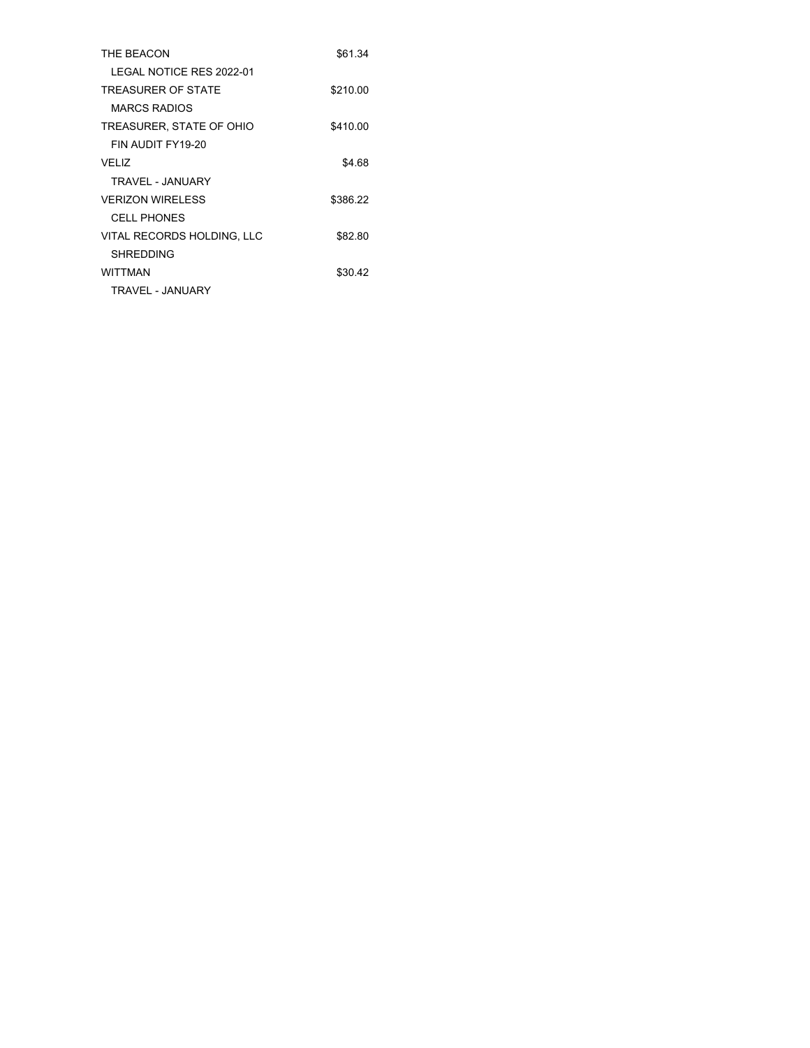| | |
|---|---|
| THE BEACON | $61.34 |
| LEGAL NOTICE RES 2022-01 | |
| TREASURER OF STATE | $210.00 |
| MARCS RADIOS | |
| TREASURER, STATE OF OHIO | $410.00 |
| FIN AUDIT FY19-20 | |
| VELIZ | $4.68 |
| TRAVEL - JANUARY | |
| VERIZON WIRELESS | $386.22 |
| CELL PHONES | |
| VITAL RECORDS HOLDING, LLC | $82.80 |
| SHREDDING | |
| WITTMAN | $30.42 |
| TRAVEL - JANUARY | |